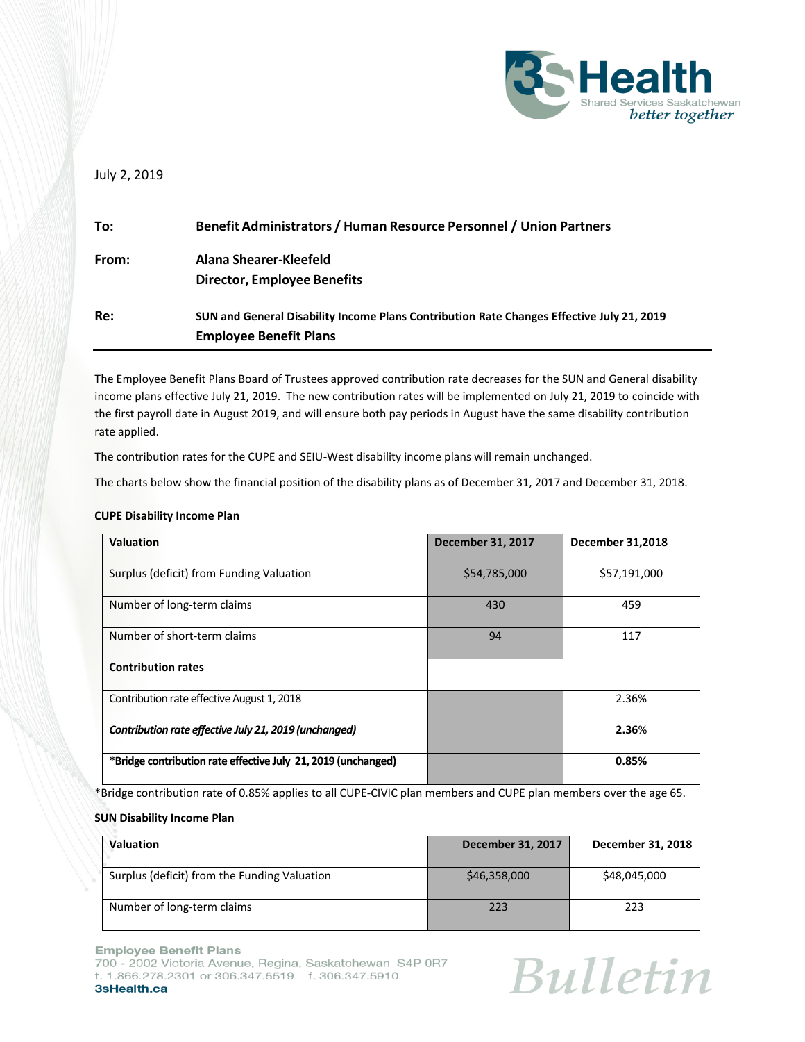July 2, 2019

**To:** Benefit Administrators / Human Resource Personnel / Union Partners

**From:** Alana Shearer-Kleefeld
Director, Employee Benefits

**Re:** SUN and General Disability Income Plans Contribution Rate Changes Effective July 21, 2019
Employee Benefit Plans

The Employee Benefit Plans Board of Trustees approved contribution rate decreases for the SUN and General disability income plans effective July 21, 2019. The new contribution rates will be implemented on July 21, 2019 to coincide with the first payroll date in August 2019, and will ensure both pay periods in August have the same disability contribution rate applied.

The contribution rates for the CUPE and SEIU-West disability income plans will remain unchanged.

The charts below show the financial position of the disability plans as of December 31, 2017 and December 31, 2018.

**CUPE Disability Income Plan**

| Valuation | December 31, 2017 | December 31,2018 |
|---|---|---|
| Surplus (deficit) from Funding Valuation | $54,785,000 | $57,191,000 |
| Number of long-term claims | 430 | 459 |
| Number of short-term claims | 94 | 117 |
| **Contribution rates** | | |
| Contribution rate effective August 1, 2018 | | 2.36% |
| ***Contribution rate effective July 21, 2019 (unchanged)*** | | **2.36%** |
| ***Bridge contribution rate effective July 21, 2019 (unchanged)** | | **0.85%** |

*Bridge contribution rate of 0.85% applies to all CUPE-CIVIC plan members and CUPE plan members over the age 65.

**SUN Disability Income Plan**

| Valuation | December 31, 2017 | December 31, 2018 |
|---|---|---|
| Surplus (deficit) from the Funding Valuation | $46,358,000 | $48,045,000 |
| Number of long-term claims | 223 | 223 |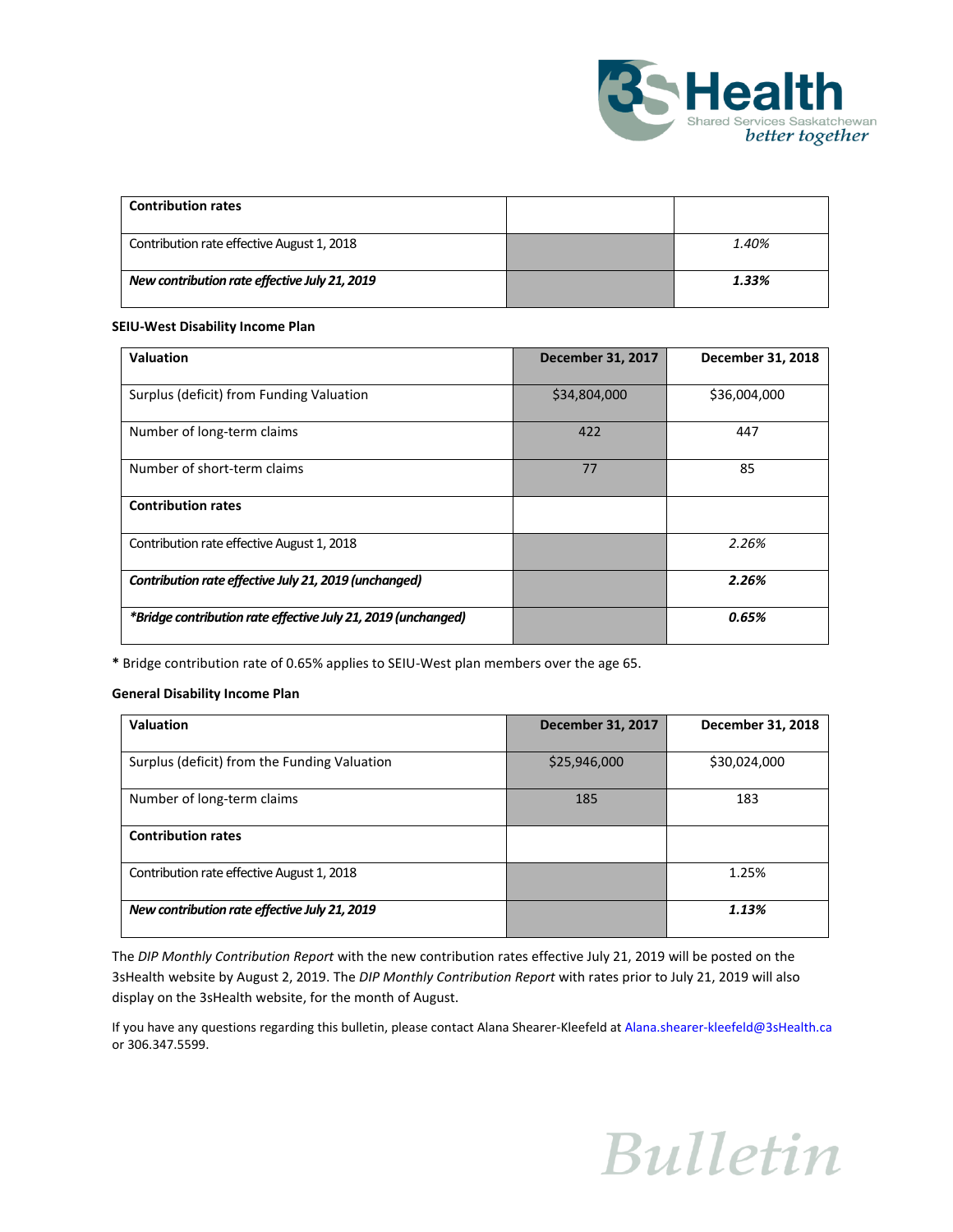| Contribution rates | | |
| --- | --- | --- |
| Contribution rate effective August 1, 2018 | | *1.40%* |
| ***New contribution rate effective July 21, 2019*** | | ***1.33%*** |

**SEIU-West Disability Income Plan**

| Valuation | December 31, 2017 | December 31, 2018 |
| --- | --- | --- |
| Surplus (deficit) from Funding Valuation | $34,804,000 | $36,004,000 |
| Number of long-term claims | 422 | 447 |
| Number of short-term claims | 77 | 85 |
| **Contribution rates** | | |
| Contribution rate effective August 1, 2018 | | *2.26%* |
| ***Contribution rate effective July 21, 2019 (unchanged)*** | | ***2.26%*** |
| ***\*Bridge contribution rate effective July 21, 2019 (unchanged)*** | | ***0.65%*** |

**\*** Bridge contribution rate of 0.65% applies to SEIU-West plan members over the age 65.

**General Disability Income Plan**

| Valuation | December 31, 2017 | December 31, 2018 |
| --- | --- | --- |
| Surplus (deficit) from the Funding Valuation | $25,946,000 | $30,024,000 |
| Number of long-term claims | 185 | 183 |
| **Contribution rates** | | |
| Contribution rate effective August 1, 2018 | | 1.25% |
| ***New contribution rate effective July 21, 2019*** | | ***1.13%*** |

The *DIP Monthly Contribution Report* with the new contribution rates effective July 21, 2019 will be posted on the 3sHealth website by August 2, 2019. The *DIP Monthly Contribution Report* with rates prior to July 21, 2019 will also display on the 3sHealth website, for the month of August.

If you have any questions regarding this bulletin, please contact Alana Shearer-Kleefeld at Alana.shearer-kleefeld@3sHealth.ca or 306.347.5599.